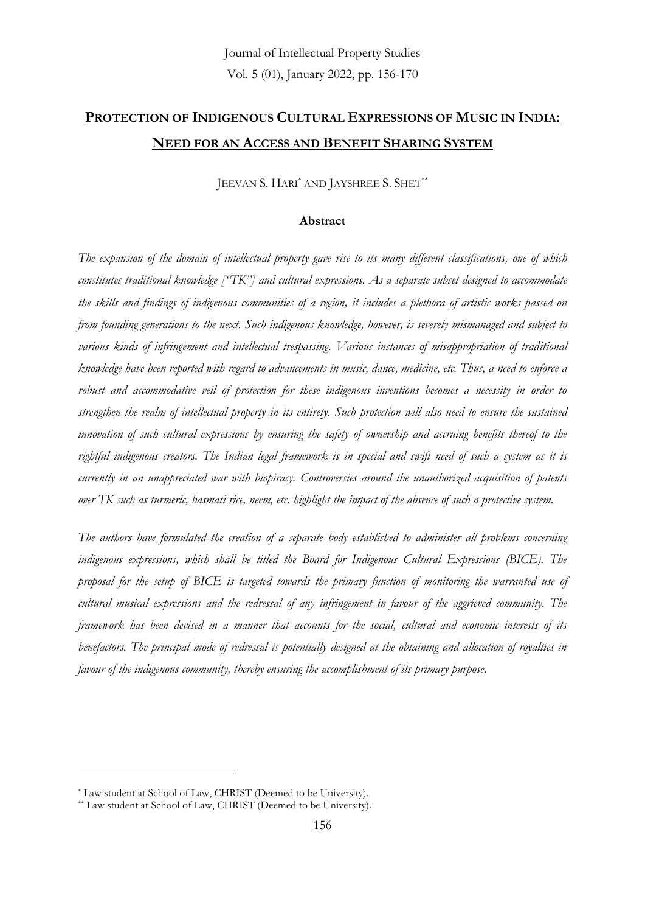# PROTECTION OF INDIGENOUS CULTURAL EXPRESSIONS OF MUSIC IN INDIA: NEED FOR AN ACCESS AND BENEFIT SHARING SYSTEM

JEEVAN S. HARI[*] AND JAYSHREE S. SHET[**]

**Abstract**

*The expansion of the domain of intellectual property gave rise to its many different classifications, one of which constitutes traditional knowledge ["TK"] and cultural expressions. As a separate subset designed to accommodate the skills and findings of indigenous communities of a region, it includes a plethora of artistic works passed on from founding generations to the next. Such indigenous knowledge, however, is severely mismanaged and subject to various kinds of infringement and intellectual trespassing. Various instances of misappropriation of traditional knowledge have been reported with regard to advancements in music, dance, medicine, etc. Thus, a need to enforce a robust and accommodative veil of protection for these indigenous inventions becomes a necessity in order to strengthen the realm of intellectual property in its entirety. Such protection will also need to ensure the sustained innovation of such cultural expressions by ensuring the safety of ownership and accruing benefits thereof to the rightful indigenous creators. The Indian legal framework is in special and swift need of such a system as it is currently in an unappreciated war with biopiracy. Controversies around the unauthorized acquisition of patents over TK such as turmeric, basmati rice, neem, etc. highlight the impact of the absence of such a protective system.*

*The authors have formulated the creation of a separate body established to administer all problems concerning indigenous expressions, which shall be titled the Board for Indigenous Cultural Expressions (BICE). The proposal for the setup of BICE is targeted towards the primary function of monitoring the warranted use of cultural musical expressions and the redressal of any infringement in favour of the aggrieved community. The framework has been devised in a manner that accounts for the social, cultural and economic interests of its benefactors. The principal mode of redressal is potentially designed at the obtaining and allocation of royalties in favour of the indigenous community, thereby ensuring the accomplishment of its primary purpose.*

---

[*] Law student at School of Law, CHRIST (Deemed to be University).

[**] Law student at School of Law, CHRIST (Deemed to be University).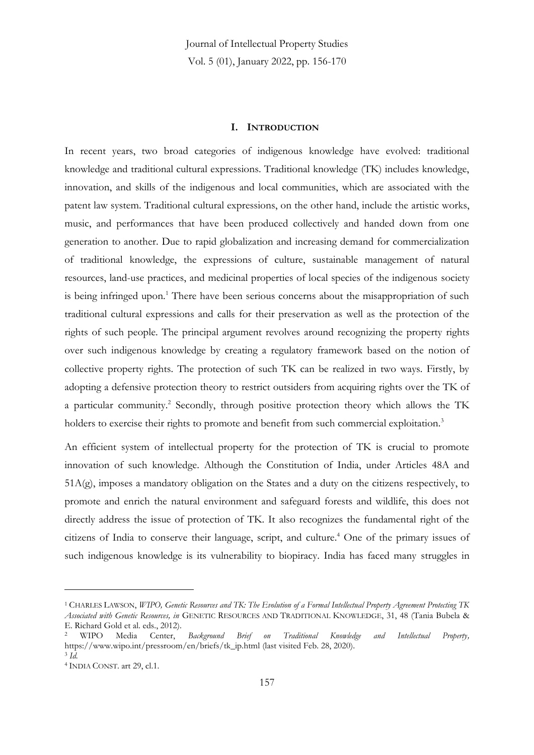## I. INTRODUCTION

In recent years, two broad categories of indigenous knowledge have evolved: traditional knowledge and traditional cultural expressions. Traditional knowledge (TK) includes knowledge, innovation, and skills of the indigenous and local communities, which are associated with the patent law system. Traditional cultural expressions, on the other hand, include the artistic works, music, and performances that have been produced collectively and handed down from one generation to another. Due to rapid globalization and increasing demand for commercialization of traditional knowledge, the expressions of culture, sustainable management of natural resources, land-use practices, and medicinal properties of local species of the indigenous society is being infringed upon.[1] There have been serious concerns about the misappropriation of such traditional cultural expressions and calls for their preservation as well as the protection of the rights of such people. The principal argument revolves around recognizing the property rights over such indigenous knowledge by creating a regulatory framework based on the notion of collective property rights. The protection of such TK can be realized in two ways. Firstly, by adopting a defensive protection theory to restrict outsiders from acquiring rights over the TK of a particular community.[2] Secondly, through positive protection theory which allows the TK holders to exercise their rights to promote and benefit from such commercial exploitation.[3]

An efficient system of intellectual property for the protection of TK is crucial to promote innovation of such knowledge. Although the Constitution of India, under Articles 48A and 51A(g), imposes a mandatory obligation on the States and a duty on the citizens respectively, to promote and enrich the natural environment and safeguard forests and wildlife, this does not directly address the issue of protection of TK. It also recognizes the fundamental right of the citizens of India to conserve their language, script, and culture.[4] One of the primary issues of such indigenous knowledge is its vulnerability to biopiracy. India has faced many struggles in

---

[1] CHARLES LAWSON, *WIPO, Genetic Resources and TK: The Evolution of a Formal Intellectual Property Agreement Protecting TK Associated with Genetic Resources, in* GENETIC RESOURCES AND TRADITIONAL KNOWLEDGE, 31, 48 (Tania Bubela & E. Richard Gold et al. eds., 2012).

[2] WIPO Media Center, *Background Brief on Traditional Knowledge and Intellectual Property,* https://www.wipo.int/pressroom/en/briefs/tk_ip.html (last visited Feb. 28, 2020).

[3] *Id.*

[4] INDIA CONST. art 29, cl.1.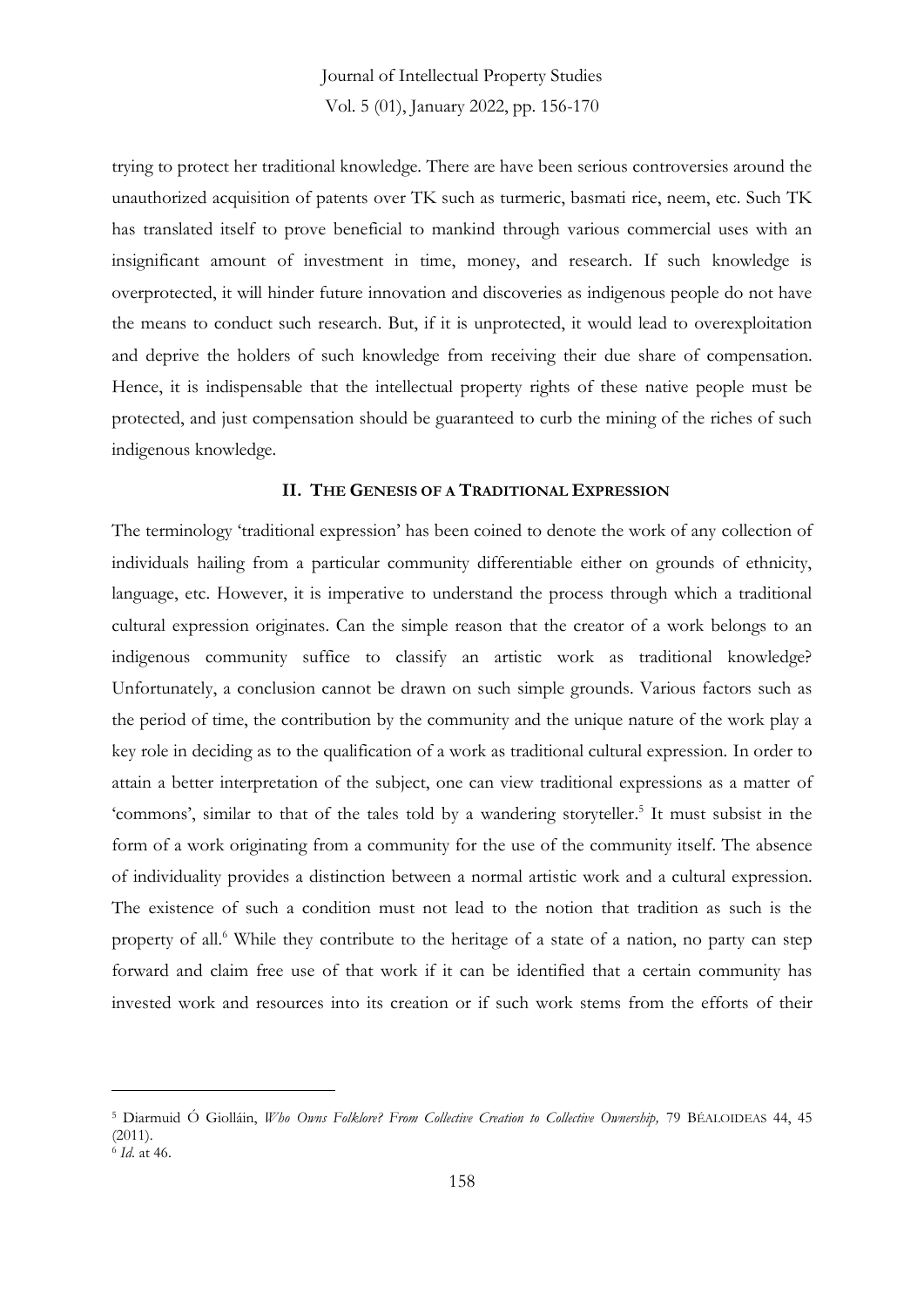trying to protect her traditional knowledge. There are have been serious controversies around the unauthorized acquisition of patents over TK such as turmeric, basmati rice, neem, etc. Such TK has translated itself to prove beneficial to mankind through various commercial uses with an insignificant amount of investment in time, money, and research. If such knowledge is overprotected, it will hinder future innovation and discoveries as indigenous people do not have the means to conduct such research. But, if it is unprotected, it would lead to overexploitation and deprive the holders of such knowledge from receiving their due share of compensation. Hence, it is indispensable that the intellectual property rights of these native people must be protected, and just compensation should be guaranteed to curb the mining of the riches of such indigenous knowledge.

## II. THE GENESIS OF A TRADITIONAL EXPRESSION

The terminology 'traditional expression' has been coined to denote the work of any collection of individuals hailing from a particular community differentiable either on grounds of ethnicity, language, etc. However, it is imperative to understand the process through which a traditional cultural expression originates. Can the simple reason that the creator of a work belongs to an indigenous community suffice to classify an artistic work as traditional knowledge? Unfortunately, a conclusion cannot be drawn on such simple grounds. Various factors such as the period of time, the contribution by the community and the unique nature of the work play a key role in deciding as to the qualification of a work as traditional cultural expression. In order to attain a better interpretation of the subject, one can view traditional expressions as a matter of 'commons', similar to that of the tales told by a wandering storyteller.[5] It must subsist in the form of a work originating from a community for the use of the community itself. The absence of individuality provides a distinction between a normal artistic work and a cultural expression. The existence of such a condition must not lead to the notion that tradition as such is the property of all.[6] While they contribute to the heritage of a state of a nation, no party can step forward and claim free use of that work if it can be identified that a certain community has invested work and resources into its creation or if such work stems from the efforts of their

---

[5] Diarmuid Ó Giolláin, *Who Owns Folklore? From Collective Creation to Collective Ownership,* 79 BÉALOIDEAS 44, 45 (2011).

[6] *Id.* at 46.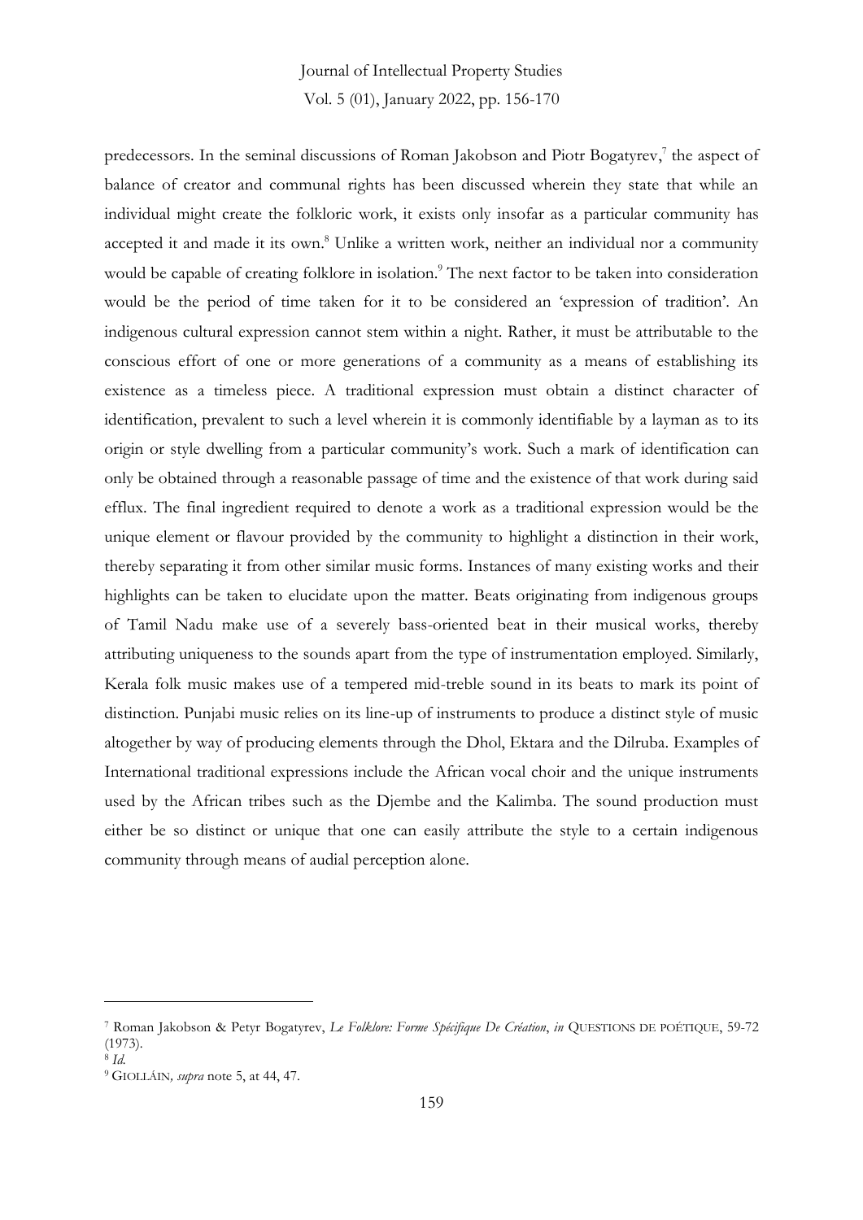predecessors. In the seminal discussions of Roman Jakobson and Piotr Bogatyrev,[7] the aspect of balance of creator and communal rights has been discussed wherein they state that while an individual might create the folkloric work, it exists only insofar as a particular community has accepted it and made it its own.[8] Unlike a written work, neither an individual nor a community would be capable of creating folklore in isolation.[9] The next factor to be taken into consideration would be the period of time taken for it to be considered an 'expression of tradition'. An indigenous cultural expression cannot stem within a night. Rather, it must be attributable to the conscious effort of one or more generations of a community as a means of establishing its existence as a timeless piece. A traditional expression must obtain a distinct character of identification, prevalent to such a level wherein it is commonly identifiable by a layman as to its origin or style dwelling from a particular community's work. Such a mark of identification can only be obtained through a reasonable passage of time and the existence of that work during said efflux. The final ingredient required to denote a work as a traditional expression would be the unique element or flavour provided by the community to highlight a distinction in their work, thereby separating it from other similar music forms. Instances of many existing works and their highlights can be taken to elucidate upon the matter. Beats originating from indigenous groups of Tamil Nadu make use of a severely bass-oriented beat in their musical works, thereby attributing uniqueness to the sounds apart from the type of instrumentation employed. Similarly, Kerala folk music makes use of a tempered mid-treble sound in its beats to mark its point of distinction. Punjabi music relies on its line-up of instruments to produce a distinct style of music altogether by way of producing elements through the Dhol, Ektara and the Dilruba. Examples of International traditional expressions include the African vocal choir and the unique instruments used by the African tribes such as the Djembe and the Kalimba. The sound production must either be so distinct or unique that one can easily attribute the style to a certain indigenous community through means of audial perception alone.

---

[7] Roman Jakobson & Petyr Bogatyrev, *Le Folklore: Forme Spécifique De Création*, *in* QUESTIONS DE POÉTIQUE, 59-72 (1973).

[8] *Id.*

[9] GIOLLÁIN, *supra* note 5, at 44, 47.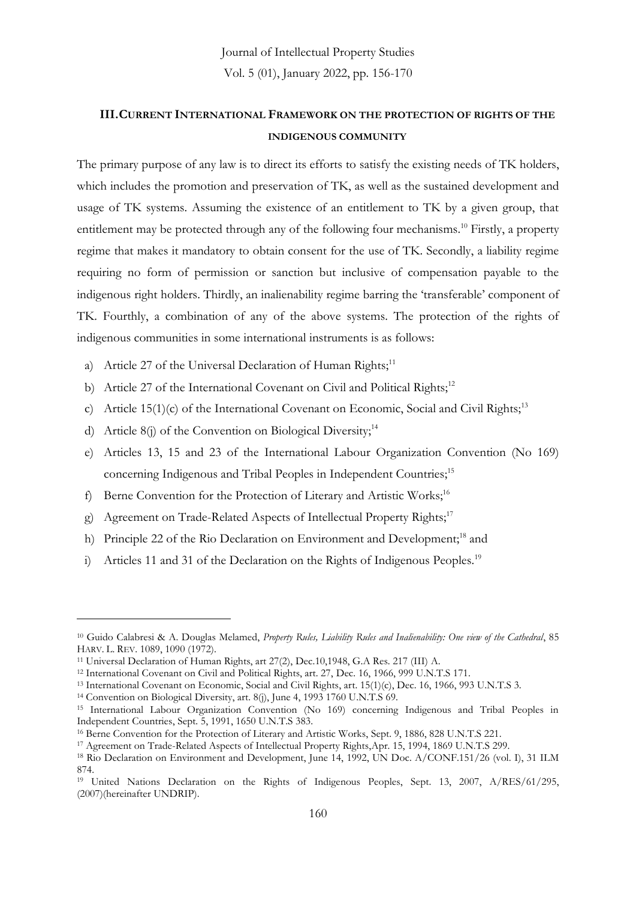## III. CURRENT INTERNATIONAL FRAMEWORK ON THE PROTECTION OF RIGHTS OF THE INDIGENOUS COMMUNITY

The primary purpose of any law is to direct its efforts to satisfy the existing needs of TK holders, which includes the promotion and preservation of TK, as well as the sustained development and usage of TK systems. Assuming the existence of an entitlement to TK by a given group, that entitlement may be protected through any of the following four mechanisms.[10] Firstly, a property regime that makes it mandatory to obtain consent for the use of TK. Secondly, a liability regime requiring no form of permission or sanction but inclusive of compensation payable to the indigenous right holders. Thirdly, an inalienability regime barring the 'transferable' component of TK. Fourthly, a combination of any of the above systems. The protection of the rights of indigenous communities in some international instruments is as follows:

a) Article 27 of the Universal Declaration of Human Rights;[11]
b) Article 27 of the International Covenant on Civil and Political Rights;[12]
c) Article 15(1)(c) of the International Covenant on Economic, Social and Civil Rights;[13]
d) Article 8(j) of the Convention on Biological Diversity;[14]
e) Articles 13, 15 and 23 of the International Labour Organization Convention (No 169) concerning Indigenous and Tribal Peoples in Independent Countries;[15]
f) Berne Convention for the Protection of Literary and Artistic Works;[16]
g) Agreement on Trade-Related Aspects of Intellectual Property Rights;[17]
h) Principle 22 of the Rio Declaration on Environment and Development;[18] and
i) Articles 11 and 31 of the Declaration on the Rights of Indigenous Peoples.[19]

---

[10] Guido Calabresi & A. Douglas Melamed, *Property Rules, Liability Rules and Inalienability: One view of the Cathedral*, 85 HARV. L. REV. 1089, 1090 (1972).

[11] Universal Declaration of Human Rights, art 27(2), Dec.10,1948, G.A Res. 217 (III) A.

[12] International Covenant on Civil and Political Rights, art. 27, Dec. 16, 1966, 999 U.N.T.S 171.

[13] International Covenant on Economic, Social and Civil Rights, art. 15(1)(c), Dec. 16, 1966, 993 U.N.T.S 3.

[14] Convention on Biological Diversity, art. 8(j), June 4, 1993 1760 U.N.T.S 69.

[15] International Labour Organization Convention (No 169) concerning Indigenous and Tribal Peoples in Independent Countries, Sept. 5, 1991, 1650 U.N.T.S 383.

[16] Berne Convention for the Protection of Literary and Artistic Works, Sept. 9, 1886, 828 U.N.T.S 221.

[17] Agreement on Trade-Related Aspects of Intellectual Property Rights,Apr. 15, 1994, 1869 U.N.T.S 299.

[18] Rio Declaration on Environment and Development, June 14, 1992, UN Doc. A/CONF.151/26 (vol. I), 31 ILM 874.

[19] United Nations Declaration on the Rights of Indigenous Peoples, Sept. 13, 2007, A/RES/61/295, (2007)(hereinafter UNDRIP).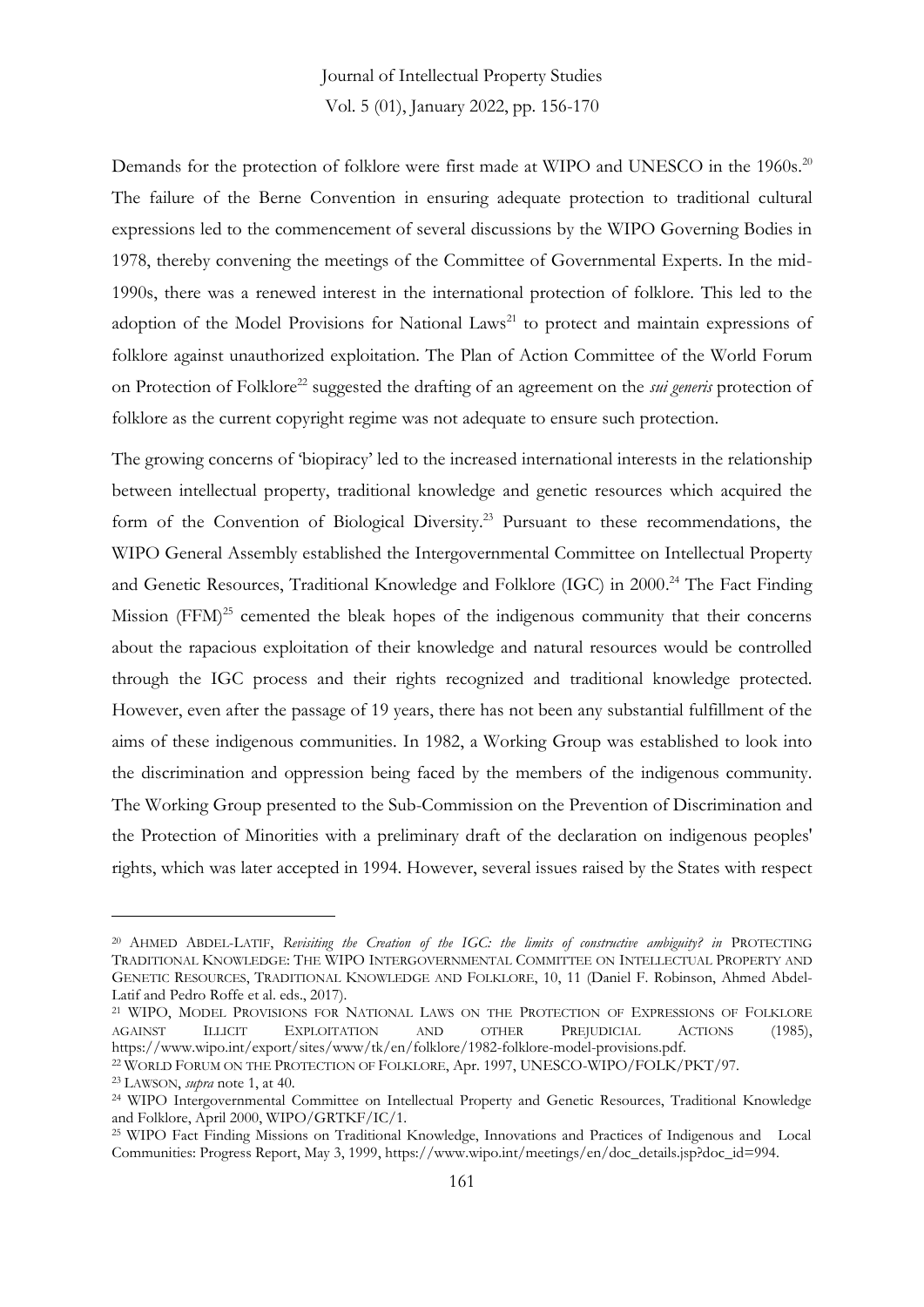Demands for the protection of folklore were first made at WIPO and UNESCO in the 1960s.[20] The failure of the Berne Convention in ensuring adequate protection to traditional cultural expressions led to the commencement of several discussions by the WIPO Governing Bodies in 1978, thereby convening the meetings of the Committee of Governmental Experts. In the mid-1990s, there was a renewed interest in the international protection of folklore. This led to the adoption of the Model Provisions for National Laws[21] to protect and maintain expressions of folklore against unauthorized exploitation. The Plan of Action Committee of the World Forum on Protection of Folklore[22] suggested the drafting of an agreement on the *sui generis* protection of folklore as the current copyright regime was not adequate to ensure such protection.

The growing concerns of 'biopiracy' led to the increased international interests in the relationship between intellectual property, traditional knowledge and genetic resources which acquired the form of the Convention of Biological Diversity.[23] Pursuant to these recommendations, the WIPO General Assembly established the Intergovernmental Committee on Intellectual Property and Genetic Resources, Traditional Knowledge and Folklore (IGC) in 2000.[24] The Fact Finding Mission (FFM)[25] cemented the bleak hopes of the indigenous community that their concerns about the rapacious exploitation of their knowledge and natural resources would be controlled through the IGC process and their rights recognized and traditional knowledge protected. However, even after the passage of 19 years, there has not been any substantial fulfillment of the aims of these indigenous communities. In 1982, a Working Group was established to look into the discrimination and oppression being faced by the members of the indigenous community. The Working Group presented to the Sub-Commission on the Prevention of Discrimination and the Protection of Minorities with a preliminary draft of the declaration on indigenous peoples' rights, which was later accepted in 1994. However, several issues raised by the States with respect

---

[20] AHMED ABDEL-LATIF, *Revisiting the Creation of the IGC: the limits of constructive ambiguity? in* PROTECTING TRADITIONAL KNOWLEDGE: THE WIPO INTERGOVERNMENTAL COMMITTEE ON INTELLECTUAL PROPERTY AND GENETIC RESOURCES, TRADITIONAL KNOWLEDGE AND FOLKLORE, 10, 11 (Daniel F. Robinson, Ahmed Abdel-Latif and Pedro Roffe et al. eds., 2017).

[21] WIPO, MODEL PROVISIONS FOR NATIONAL LAWS ON THE PROTECTION OF EXPRESSIONS OF FOLKLORE AGAINST ILLICIT EXPLOITATION AND OTHER PREJUDICIAL ACTIONS (1985), https://www.wipo.int/export/sites/www/tk/en/folklore/1982-folklore-model-provisions.pdf.

[22] WORLD FORUM ON THE PROTECTION OF FOLKLORE, Apr. 1997, UNESCO-WIPO/FOLK/PKT/97.

[23] LAWSON, *supra* note 1, at 40.

[24] WIPO Intergovernmental Committee on Intellectual Property and Genetic Resources, Traditional Knowledge and Folklore, April 2000, WIPO/GRTKF/IC/1.

[25] WIPO Fact Finding Missions on Traditional Knowledge, Innovations and Practices of Indigenous and Local Communities: Progress Report, May 3, 1999, https://www.wipo.int/meetings/en/doc_details.jsp?doc_id=994.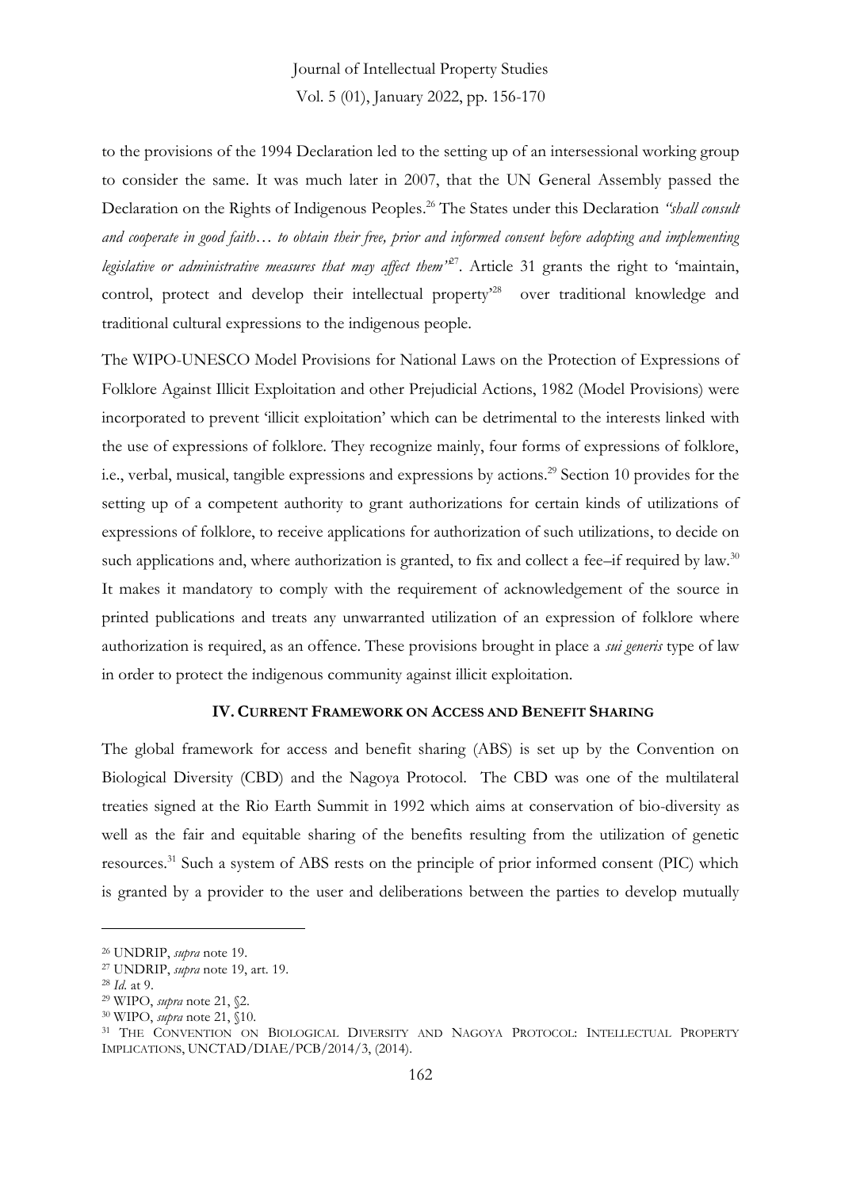to the provisions of the 1994 Declaration led to the setting up of an intersessional working group to consider the same. It was much later in 2007, that the UN General Assembly passed the Declaration on the Rights of Indigenous Peoples.[26] The States under this Declaration *"shall consult and cooperate in good faith… to obtain their free, prior and informed consent before adopting and implementing legislative or administrative measures that may affect them"*[27]. Article 31 grants the right to 'maintain, control, protect and develop their intellectual property'[28] over traditional knowledge and traditional cultural expressions to the indigenous people.

The WIPO-UNESCO Model Provisions for National Laws on the Protection of Expressions of Folklore Against Illicit Exploitation and other Prejudicial Actions, 1982 (Model Provisions) were incorporated to prevent 'illicit exploitation' which can be detrimental to the interests linked with the use of expressions of folklore. They recognize mainly, four forms of expressions of folklore, i.e., verbal, musical, tangible expressions and expressions by actions.[29] Section 10 provides for the setting up of a competent authority to grant authorizations for certain kinds of utilizations of expressions of folklore, to receive applications for authorization of such utilizations, to decide on such applications and, where authorization is granted, to fix and collect a fee–if required by law.[30] It makes it mandatory to comply with the requirement of acknowledgement of the source in printed publications and treats any unwarranted utilization of an expression of folklore where authorization is required, as an offence. These provisions brought in place a *sui generis* type of law in order to protect the indigenous community against illicit exploitation.

## IV. CURRENT FRAMEWORK ON ACCESS AND BENEFIT SHARING

The global framework for access and benefit sharing (ABS) is set up by the Convention on Biological Diversity (CBD) and the Nagoya Protocol. The CBD was one of the multilateral treaties signed at the Rio Earth Summit in 1992 which aims at conservation of bio-diversity as well as the fair and equitable sharing of the benefits resulting from the utilization of genetic resources.[31] Such a system of ABS rests on the principle of prior informed consent (PIC) which is granted by a provider to the user and deliberations between the parties to develop mutually

---

[26] UNDRIP, *supra* note 19.

[27] UNDRIP, *supra* note 19, art. 19.

[28] *Id.* at 9.

[29] WIPO, *supra* note 21, §2.

[30] WIPO, *supra* note 21, §10.

[31] THE CONVENTION ON BIOLOGICAL DIVERSITY AND NAGOYA PROTOCOL: INTELLECTUAL PROPERTY IMPLICATIONS, UNCTAD/DIAE/PCB/2014/3, (2014).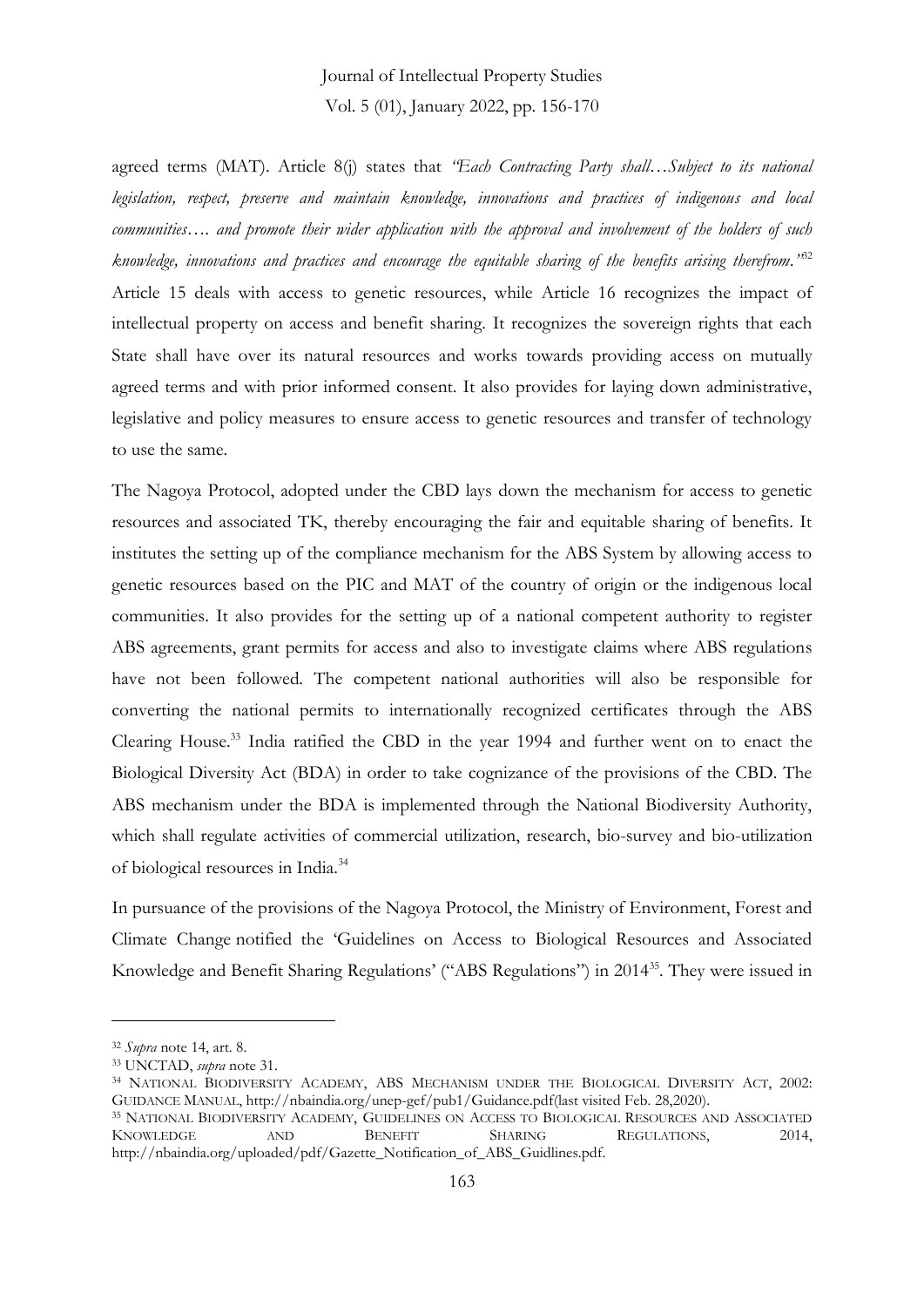agreed terms (MAT). Article 8(j) states that *"Each Contracting Party shall…Subject to its national legislation, respect, preserve and maintain knowledge, innovations and practices of indigenous and local communities…. and promote their wider application with the approval and involvement of the holders of such knowledge, innovations and practices and encourage the equitable sharing of the benefits arising therefrom."*[32] Article 15 deals with access to genetic resources, while Article 16 recognizes the impact of intellectual property on access and benefit sharing. It recognizes the sovereign rights that each State shall have over its natural resources and works towards providing access on mutually agreed terms and with prior informed consent. It also provides for laying down administrative, legislative and policy measures to ensure access to genetic resources and transfer of technology to use the same.

The Nagoya Protocol, adopted under the CBD lays down the mechanism for access to genetic resources and associated TK, thereby encouraging the fair and equitable sharing of benefits. It institutes the setting up of the compliance mechanism for the ABS System by allowing access to genetic resources based on the PIC and MAT of the country of origin or the indigenous local communities. It also provides for the setting up of a national competent authority to register ABS agreements, grant permits for access and also to investigate claims where ABS regulations have not been followed. The competent national authorities will also be responsible for converting the national permits to internationally recognized certificates through the ABS Clearing House.[33] India ratified the CBD in the year 1994 and further went on to enact the Biological Diversity Act (BDA) in order to take cognizance of the provisions of the CBD. The ABS mechanism under the BDA is implemented through the National Biodiversity Authority, which shall regulate activities of commercial utilization, research, bio-survey and bio-utilization of biological resources in India.[34]

In pursuance of the provisions of the Nagoya Protocol, the Ministry of Environment, Forest and Climate Change notified the 'Guidelines on Access to Biological Resources and Associated Knowledge and Benefit Sharing Regulations' ("ABS Regulations") in 2014[35]. They were issued in

---

[32] *Supra* note 14, art. 8.

[33] UNCTAD, *supra* note 31.

[34] NATIONAL BIODIVERSITY ACADEMY, ABS MECHANISM UNDER THE BIOLOGICAL DIVERSITY ACT, 2002: GUIDANCE MANUAL, http://nbaindia.org/unep-gef/pub1/Guidance.pdf(last visited Feb. 28,2020).

[35] NATIONAL BIODIVERSITY ACADEMY, GUIDELINES ON ACCESS TO BIOLOGICAL RESOURCES AND ASSOCIATED KNOWLEDGE AND BENEFIT SHARING REGULATIONS, 2014, http://nbaindia.org/uploaded/pdf/Gazette_Notification_of_ABS_Guidlines.pdf.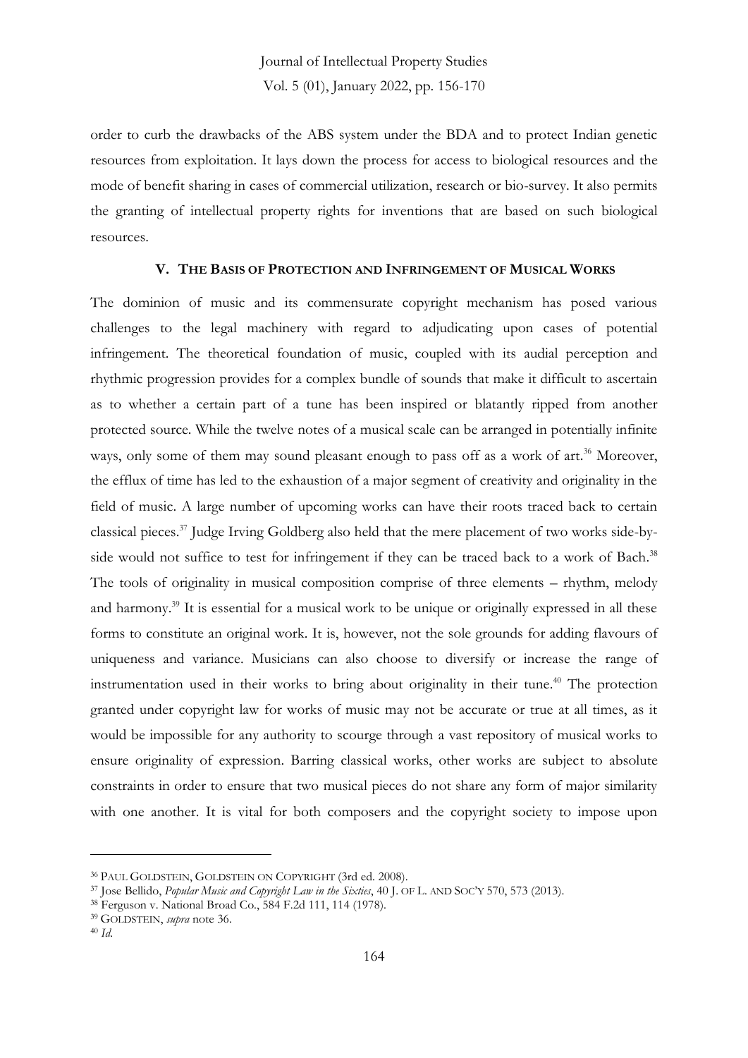order to curb the drawbacks of the ABS system under the BDA and to protect Indian genetic resources from exploitation. It lays down the process for access to biological resources and the mode of benefit sharing in cases of commercial utilization, research or bio-survey. It also permits the granting of intellectual property rights for inventions that are based on such biological resources.

## V. THE BASIS OF PROTECTION AND INFRINGEMENT OF MUSICAL WORKS

The dominion of music and its commensurate copyright mechanism has posed various challenges to the legal machinery with regard to adjudicating upon cases of potential infringement. The theoretical foundation of music, coupled with its audial perception and rhythmic progression provides for a complex bundle of sounds that make it difficult to ascertain as to whether a certain part of a tune has been inspired or blatantly ripped from another protected source. While the twelve notes of a musical scale can be arranged in potentially infinite ways, only some of them may sound pleasant enough to pass off as a work of art.[36] Moreover, the efflux of time has led to the exhaustion of a major segment of creativity and originality in the field of music. A large number of upcoming works can have their roots traced back to certain classical pieces.[37] Judge Irving Goldberg also held that the mere placement of two works side-by-side would not suffice to test for infringement if they can be traced back to a work of Bach.[38] The tools of originality in musical composition comprise of three elements – rhythm, melody and harmony.[39] It is essential for a musical work to be unique or originally expressed in all these forms to constitute an original work. It is, however, not the sole grounds for adding flavours of uniqueness and variance. Musicians can also choose to diversify or increase the range of instrumentation used in their works to bring about originality in their tune.[40] The protection granted under copyright law for works of music may not be accurate or true at all times, as it would be impossible for any authority to scourge through a vast repository of musical works to ensure originality of expression. Barring classical works, other works are subject to absolute constraints in order to ensure that two musical pieces do not share any form of major similarity with one another. It is vital for both composers and the copyright society to impose upon

---

[36] PAUL GOLDSTEIN, GOLDSTEIN ON COPYRIGHT (3rd ed. 2008).

[37] Jose Bellido, *Popular Music and Copyright Law in the Sixties*, 40 J. OF L. AND SOC'Y 570, 573 (2013).

[38] Ferguson v. National Broad Co., 584 F.2d 111, 114 (1978).

[39] GOLDSTEIN, *supra* note 36.

[40] *Id.*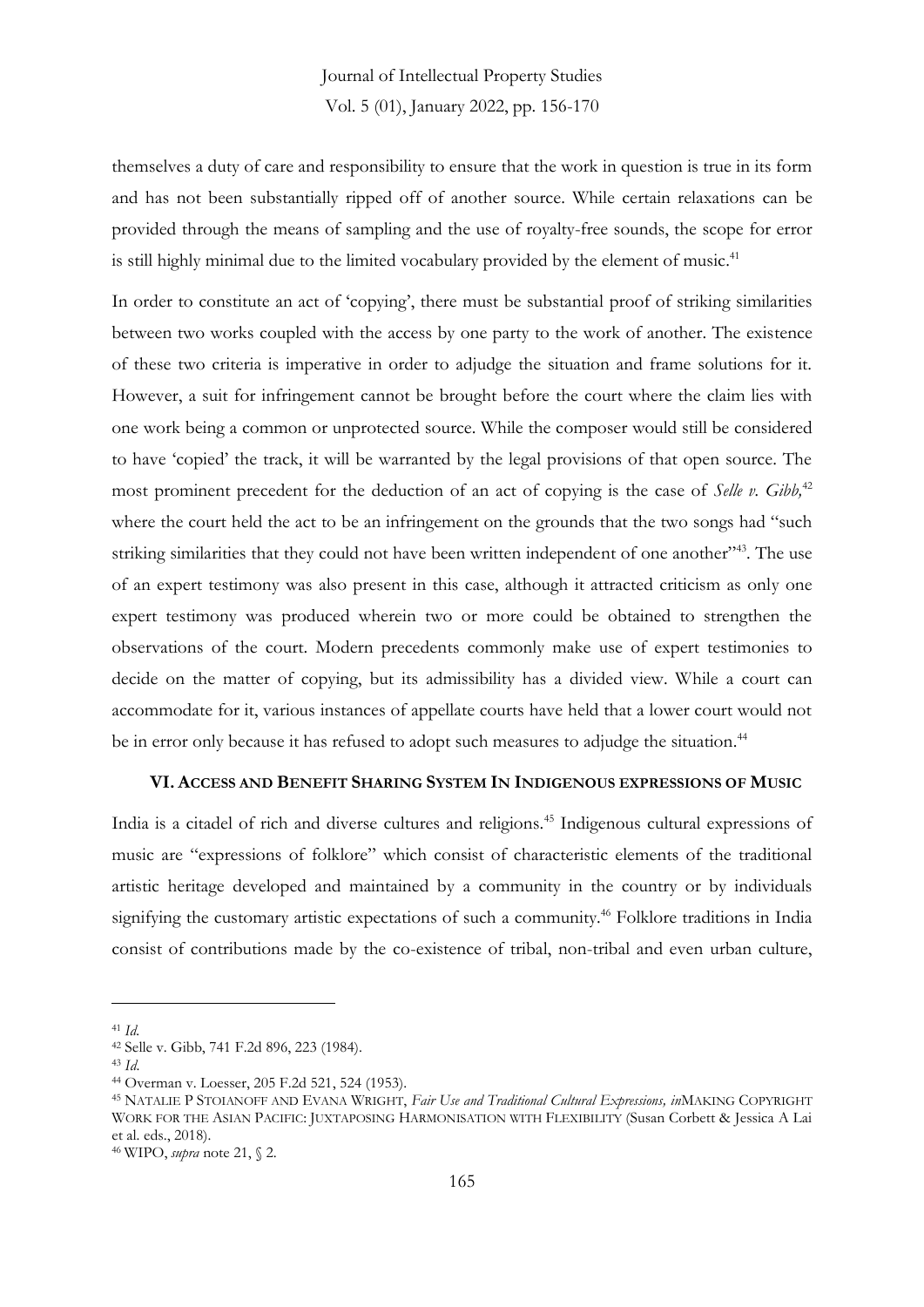themselves a duty of care and responsibility to ensure that the work in question is true in its form and has not been substantially ripped off of another source. While certain relaxations can be provided through the means of sampling and the use of royalty-free sounds, the scope for error is still highly minimal due to the limited vocabulary provided by the element of music.[41]

In order to constitute an act of 'copying', there must be substantial proof of striking similarities between two works coupled with the access by one party to the work of another. The existence of these two criteria is imperative in order to adjudge the situation and frame solutions for it. However, a suit for infringement cannot be brought before the court where the claim lies with one work being a common or unprotected source. While the composer would still be considered to have 'copied' the track, it will be warranted by the legal provisions of that open source. The most prominent precedent for the deduction of an act of copying is the case of *Selle v. Gibb,*[42] where the court held the act to be an infringement on the grounds that the two songs had "such striking similarities that they could not have been written independent of one another"[43]. The use of an expert testimony was also present in this case, although it attracted criticism as only one expert testimony was produced wherein two or more could be obtained to strengthen the observations of the court. Modern precedents commonly make use of expert testimonies to decide on the matter of copying, but its admissibility has a divided view. While a court can accommodate for it, various instances of appellate courts have held that a lower court would not be in error only because it has refused to adopt such measures to adjudge the situation.[44]

## VI. ACCESS AND BENEFIT SHARING SYSTEM IN INDIGENOUS EXPRESSIONS OF MUSIC

India is a citadel of rich and diverse cultures and religions.[45] Indigenous cultural expressions of music are "expressions of folklore" which consist of characteristic elements of the traditional artistic heritage developed and maintained by a community in the country or by individuals signifying the customary artistic expectations of such a community.[46] Folklore traditions in India consist of contributions made by the co-existence of tribal, non-tribal and even urban culture,

---

[41] *Id.*

[42] Selle v. Gibb, 741 F.2d 896, 223 (1984).

[43] *Id.*

[44] Overman v. Loesser, 205 F.2d 521, 524 (1953).

[45] NATALIE P STOIANOFF AND EVANA WRIGHT, *Fair Use and Traditional Cultural Expressions, in*MAKING COPYRIGHT WORK FOR THE ASIAN PACIFIC: JUXTAPOSING HARMONISATION WITH FLEXIBILITY (Susan Corbett & Jessica A Lai et al. eds., 2018).

[46] WIPO, *supra* note 21, § 2.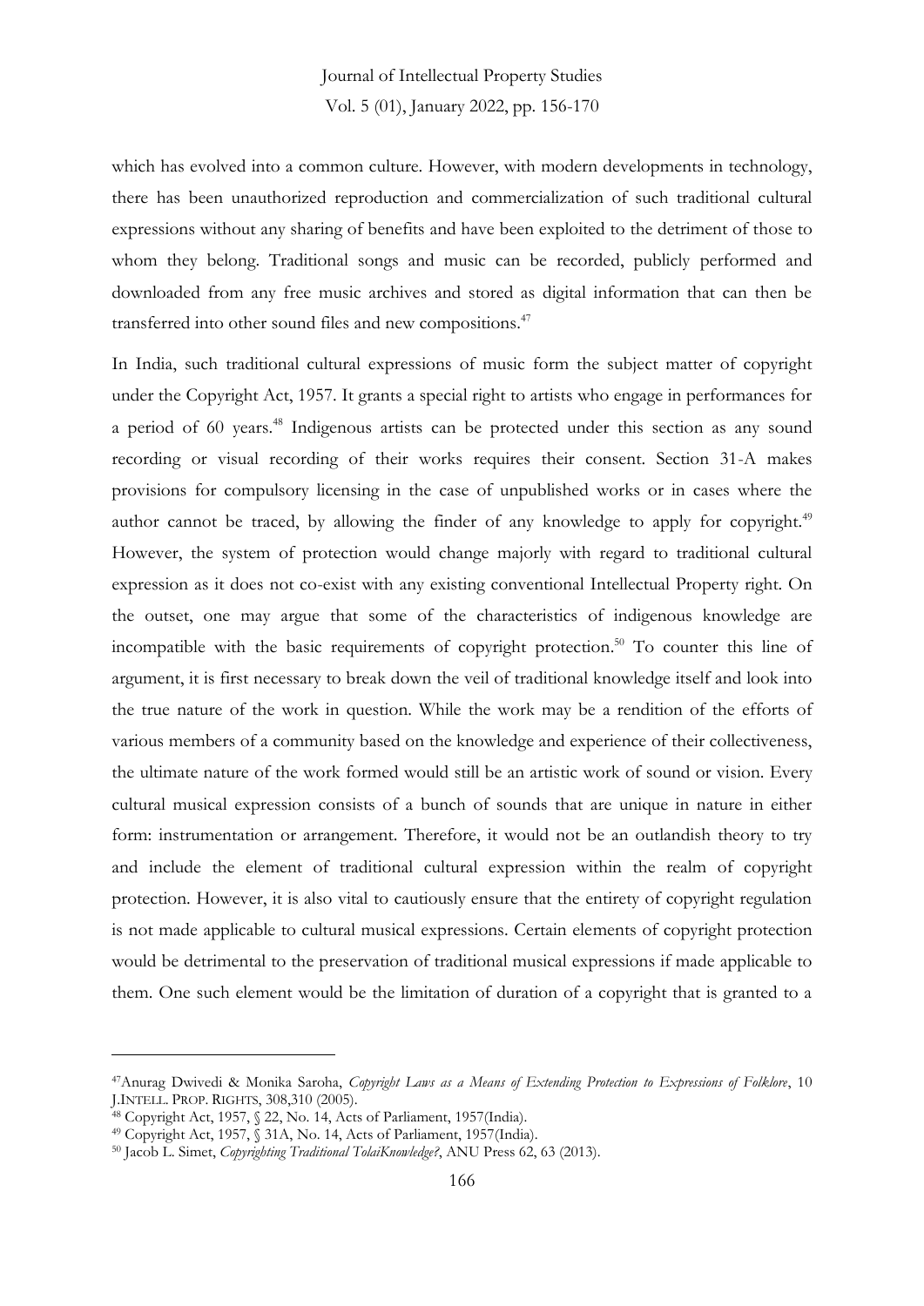which has evolved into a common culture. However, with modern developments in technology, there has been unauthorized reproduction and commercialization of such traditional cultural expressions without any sharing of benefits and have been exploited to the detriment of those to whom they belong. Traditional songs and music can be recorded, publicly performed and downloaded from any free music archives and stored as digital information that can then be transferred into other sound files and new compositions.[47]

In India, such traditional cultural expressions of music form the subject matter of copyright under the Copyright Act, 1957. It grants a special right to artists who engage in performances for a period of 60 years.[48] Indigenous artists can be protected under this section as any sound recording or visual recording of their works requires their consent. Section 31-A makes provisions for compulsory licensing in the case of unpublished works or in cases where the author cannot be traced, by allowing the finder of any knowledge to apply for copyright.[49] However, the system of protection would change majorly with regard to traditional cultural expression as it does not co-exist with any existing conventional Intellectual Property right. On the outset, one may argue that some of the characteristics of indigenous knowledge are incompatible with the basic requirements of copyright protection.[50] To counter this line of argument, it is first necessary to break down the veil of traditional knowledge itself and look into the true nature of the work in question. While the work may be a rendition of the efforts of various members of a community based on the knowledge and experience of their collectiveness, the ultimate nature of the work formed would still be an artistic work of sound or vision. Every cultural musical expression consists of a bunch of sounds that are unique in nature in either form: instrumentation or arrangement. Therefore, it would not be an outlandish theory to try and include the element of traditional cultural expression within the realm of copyright protection. However, it is also vital to cautiously ensure that the entirety of copyright regulation is not made applicable to cultural musical expressions. Certain elements of copyright protection would be detrimental to the preservation of traditional musical expressions if made applicable to them. One such element would be the limitation of duration of a copyright that is granted to a

---

[47] Anurag Dwivedi & Monika Saroha, *Copyright Laws as a Means of Extending Protection to Expressions of Folklore*, 10 J.INTELL. PROP. RIGHTS, 308,310 (2005).

[48] Copyright Act, 1957, § 22, No. 14, Acts of Parliament, 1957(India).

[49] Copyright Act, 1957, § 31A, No. 14, Acts of Parliament, 1957(India).

[50] Jacob L. Simet, *Copyrighting Traditional TolaiKnowledge?*, ANU Press 62, 63 (2013).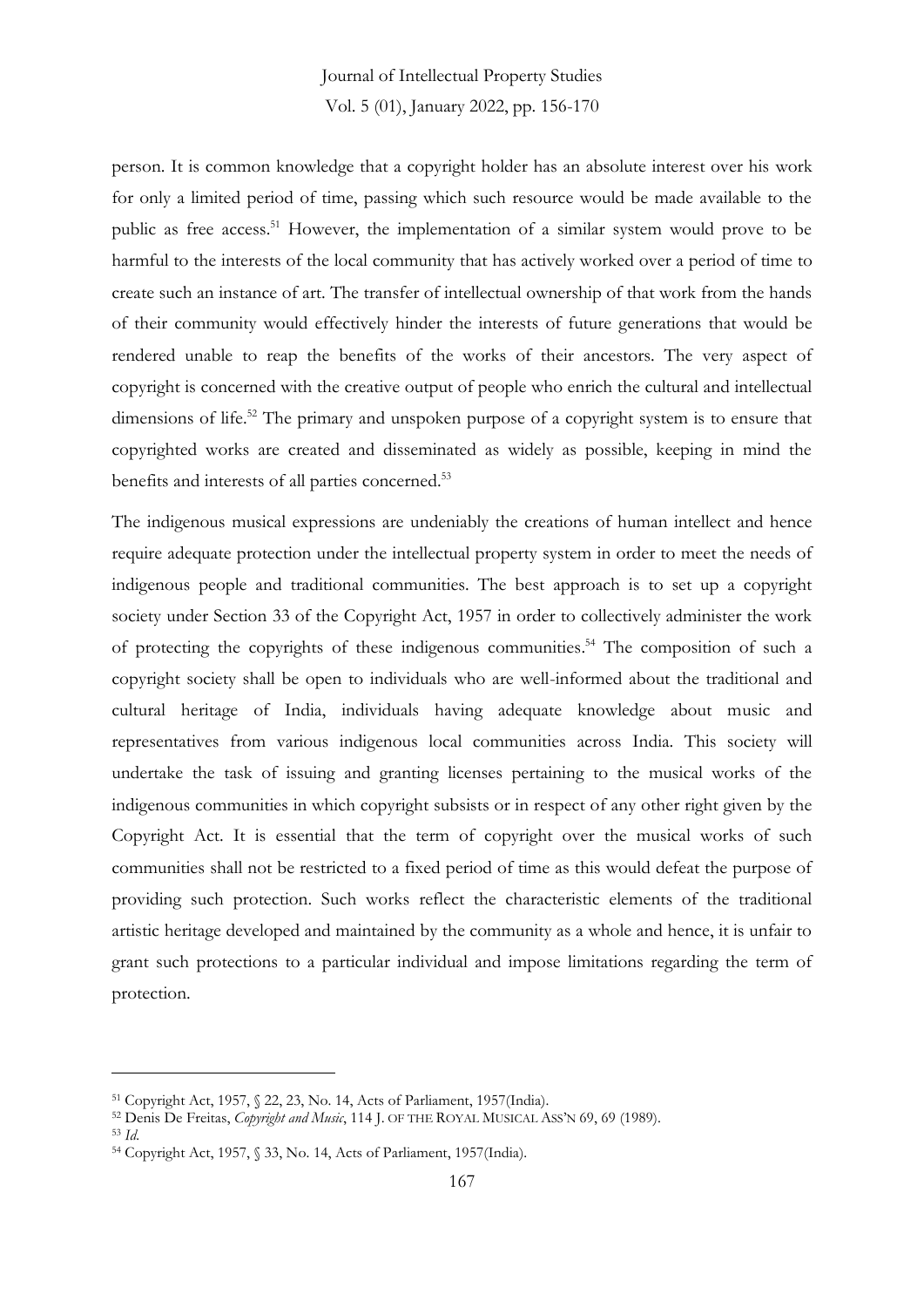person. It is common knowledge that a copyright holder has an absolute interest over his work for only a limited period of time, passing which such resource would be made available to the public as free access.[51] However, the implementation of a similar system would prove to be harmful to the interests of the local community that has actively worked over a period of time to create such an instance of art. The transfer of intellectual ownership of that work from the hands of their community would effectively hinder the interests of future generations that would be rendered unable to reap the benefits of the works of their ancestors. The very aspect of copyright is concerned with the creative output of people who enrich the cultural and intellectual dimensions of life.[52] The primary and unspoken purpose of a copyright system is to ensure that copyrighted works are created and disseminated as widely as possible, keeping in mind the benefits and interests of all parties concerned.[53]

The indigenous musical expressions are undeniably the creations of human intellect and hence require adequate protection under the intellectual property system in order to meet the needs of indigenous people and traditional communities. The best approach is to set up a copyright society under Section 33 of the Copyright Act, 1957 in order to collectively administer the work of protecting the copyrights of these indigenous communities.[54] The composition of such a copyright society shall be open to individuals who are well-informed about the traditional and cultural heritage of India, individuals having adequate knowledge about music and representatives from various indigenous local communities across India. This society will undertake the task of issuing and granting licenses pertaining to the musical works of the indigenous communities in which copyright subsists or in respect of any other right given by the Copyright Act. It is essential that the term of copyright over the musical works of such communities shall not be restricted to a fixed period of time as this would defeat the purpose of providing such protection. Such works reflect the characteristic elements of the traditional artistic heritage developed and maintained by the community as a whole and hence, it is unfair to grant such protections to a particular individual and impose limitations regarding the term of protection.

---

[51] Copyright Act, 1957, § 22, 23, No. 14, Acts of Parliament, 1957(India).

[52] Denis De Freitas, *Copyright and Music*, 114 J. OF THE ROYAL MUSICAL ASS'N 69, 69 (1989).

[53] *Id.*

[54] Copyright Act, 1957, § 33, No. 14, Acts of Parliament, 1957(India).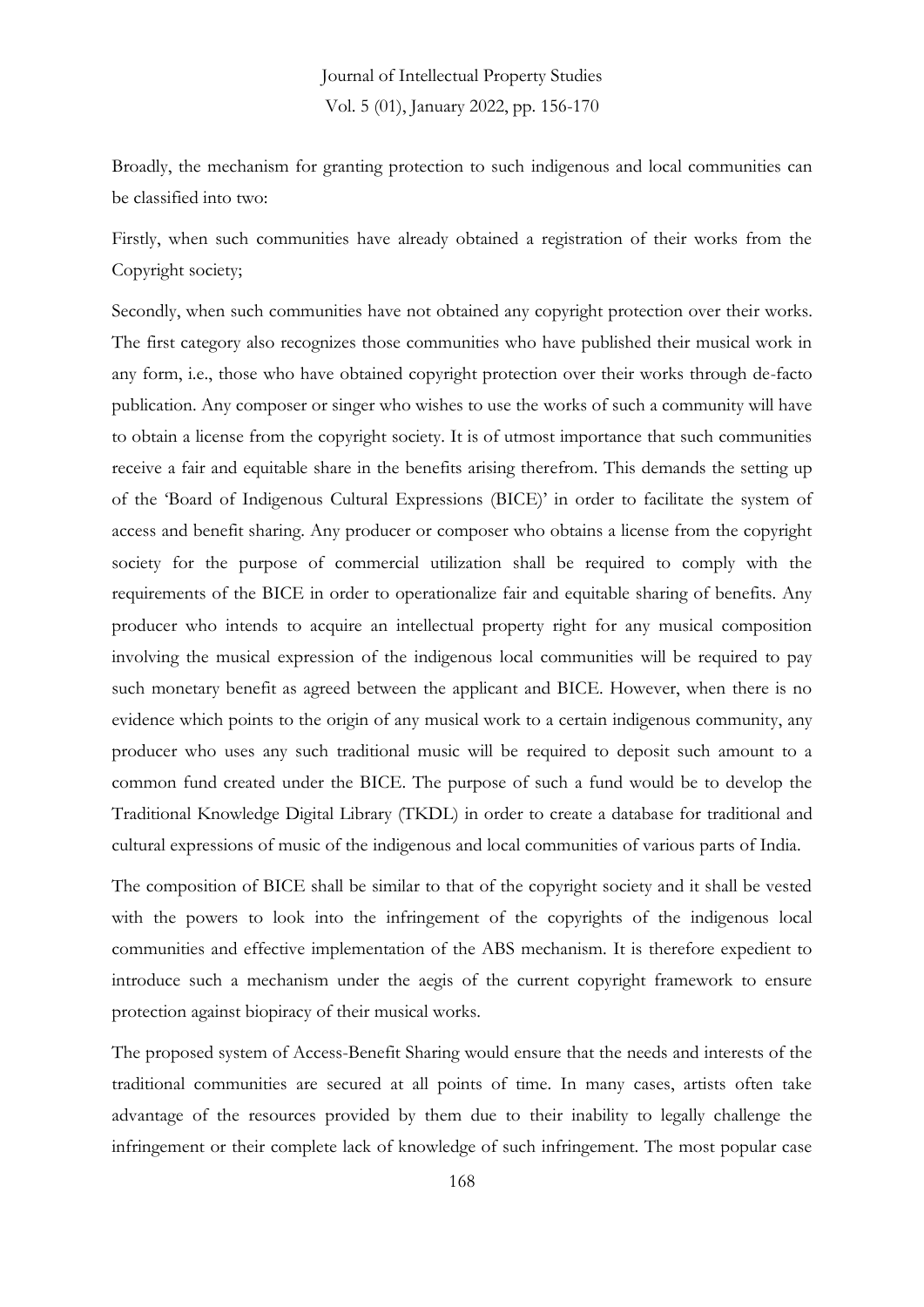Broadly, the mechanism for granting protection to such indigenous and local communities can be classified into two:

Firstly, when such communities have already obtained a registration of their works from the Copyright society;

Secondly, when such communities have not obtained any copyright protection over their works. The first category also recognizes those communities who have published their musical work in any form, i.e., those who have obtained copyright protection over their works through de-facto publication. Any composer or singer who wishes to use the works of such a community will have to obtain a license from the copyright society. It is of utmost importance that such communities receive a fair and equitable share in the benefits arising therefrom. This demands the setting up of the 'Board of Indigenous Cultural Expressions (BICE)' in order to facilitate the system of access and benefit sharing. Any producer or composer who obtains a license from the copyright society for the purpose of commercial utilization shall be required to comply with the requirements of the BICE in order to operationalize fair and equitable sharing of benefits. Any producer who intends to acquire an intellectual property right for any musical composition involving the musical expression of the indigenous local communities will be required to pay such monetary benefit as agreed between the applicant and BICE. However, when there is no evidence which points to the origin of any musical work to a certain indigenous community, any producer who uses any such traditional music will be required to deposit such amount to a common fund created under the BICE. The purpose of such a fund would be to develop the Traditional Knowledge Digital Library (TKDL) in order to create a database for traditional and cultural expressions of music of the indigenous and local communities of various parts of India.

The composition of BICE shall be similar to that of the copyright society and it shall be vested with the powers to look into the infringement of the copyrights of the indigenous local communities and effective implementation of the ABS mechanism. It is therefore expedient to introduce such a mechanism under the aegis of the current copyright framework to ensure protection against biopiracy of their musical works.

The proposed system of Access-Benefit Sharing would ensure that the needs and interests of the traditional communities are secured at all points of time. In many cases, artists often take advantage of the resources provided by them due to their inability to legally challenge the infringement or their complete lack of knowledge of such infringement. The most popular case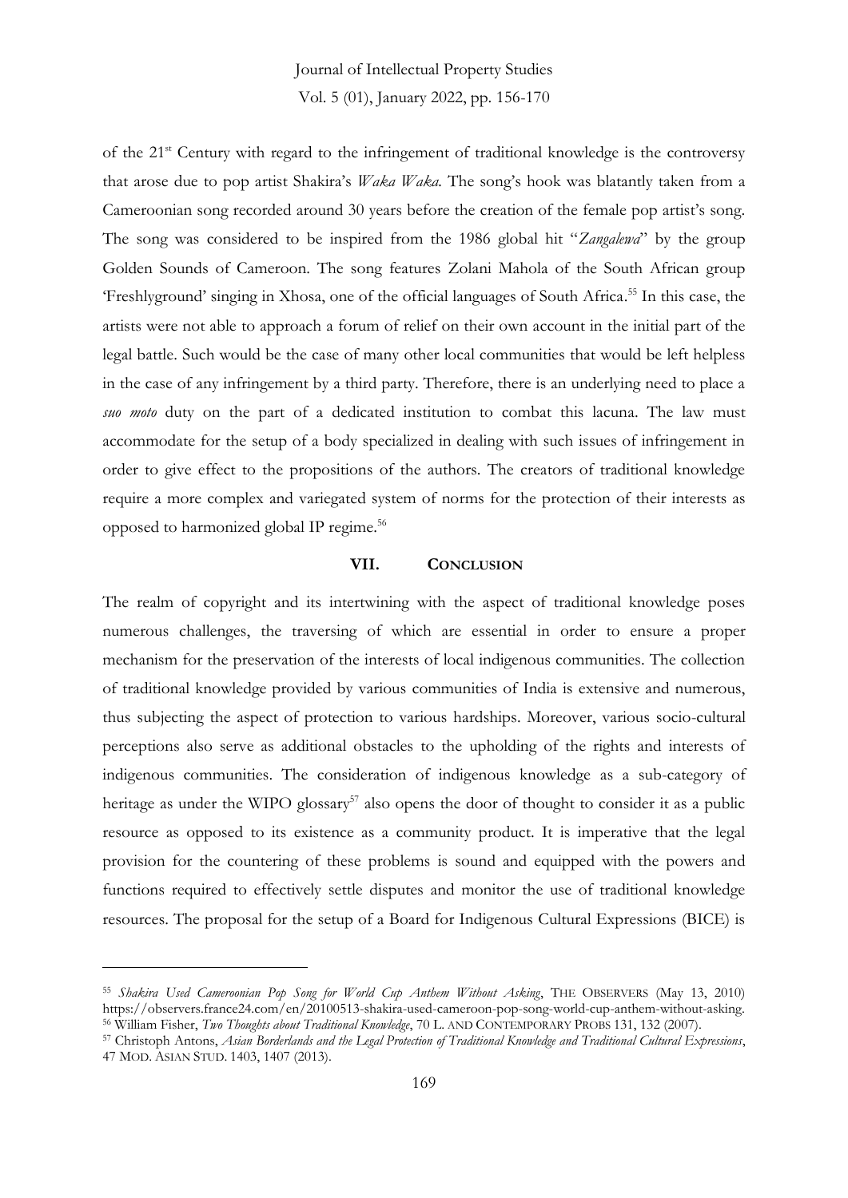of the 21st Century with regard to the infringement of traditional knowledge is the controversy that arose due to pop artist Shakira's *Waka Waka*. The song's hook was blatantly taken from a Cameroonian song recorded around 30 years before the creation of the female pop artist's song. The song was considered to be inspired from the 1986 global hit "*Zangalewa*" by the group Golden Sounds of Cameroon. The song features Zolani Mahola of the South African group 'Freshlyground' singing in Xhosa, one of the official languages of South Africa.[55] In this case, the artists were not able to approach a forum of relief on their own account in the initial part of the legal battle. Such would be the case of many other local communities that would be left helpless in the case of any infringement by a third party. Therefore, there is an underlying need to place a *suo moto* duty on the part of a dedicated institution to combat this lacuna. The law must accommodate for the setup of a body specialized in dealing with such issues of infringement in order to give effect to the propositions of the authors. The creators of traditional knowledge require a more complex and variegated system of norms for the protection of their interests as opposed to harmonized global IP regime.[56]

## VII. CONCLUSION

The realm of copyright and its intertwining with the aspect of traditional knowledge poses numerous challenges, the traversing of which are essential in order to ensure a proper mechanism for the preservation of the interests of local indigenous communities. The collection of traditional knowledge provided by various communities of India is extensive and numerous, thus subjecting the aspect of protection to various hardships. Moreover, various socio-cultural perceptions also serve as additional obstacles to the upholding of the rights and interests of indigenous communities. The consideration of indigenous knowledge as a sub-category of heritage as under the WIPO glossary[57] also opens the door of thought to consider it as a public resource as opposed to its existence as a community product. It is imperative that the legal provision for the countering of these problems is sound and equipped with the powers and functions required to effectively settle disputes and monitor the use of traditional knowledge resources. The proposal for the setup of a Board for Indigenous Cultural Expressions (BICE) is

---

[55] *Shakira Used Cameroonian Pop Song for World Cup Anthem Without Asking*, THE OBSERVERS (May 13, 2010) https://observers.france24.com/en/20100513-shakira-used-cameroon-pop-song-world-cup-anthem-without-asking.

[56] William Fisher, *Two Thoughts about Traditional Knowledge*, 70 L. AND CONTEMPORARY PROBS 131, 132 (2007).

[57] Christoph Antons, *Asian Borderlands and the Legal Protection of Traditional Knowledge and Traditional Cultural Expressions*, 47 MOD. ASIAN STUD. 1403, 1407 (2013).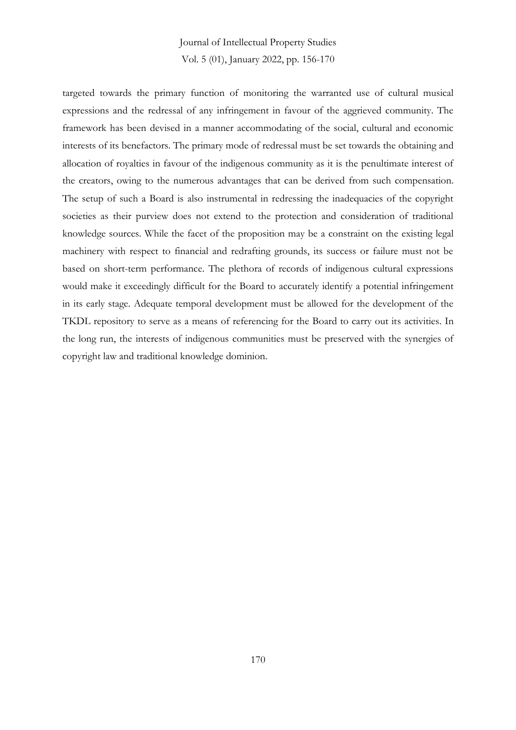targeted towards the primary function of monitoring the warranted use of cultural musical expressions and the redressal of any infringement in favour of the aggrieved community. The framework has been devised in a manner accommodating of the social, cultural and economic interests of its benefactors. The primary mode of redressal must be set towards the obtaining and allocation of royalties in favour of the indigenous community as it is the penultimate interest of the creators, owing to the numerous advantages that can be derived from such compensation. The setup of such a Board is also instrumental in redressing the inadequacies of the copyright societies as their purview does not extend to the protection and consideration of traditional knowledge sources. While the facet of the proposition may be a constraint on the existing legal machinery with respect to financial and redrafting grounds, its success or failure must not be based on short-term performance. The plethora of records of indigenous cultural expressions would make it exceedingly difficult for the Board to accurately identify a potential infringement in its early stage. Adequate temporal development must be allowed for the development of the TKDL repository to serve as a means of referencing for the Board to carry out its activities. In the long run, the interests of indigenous communities must be preserved with the synergies of copyright law and traditional knowledge dominion.